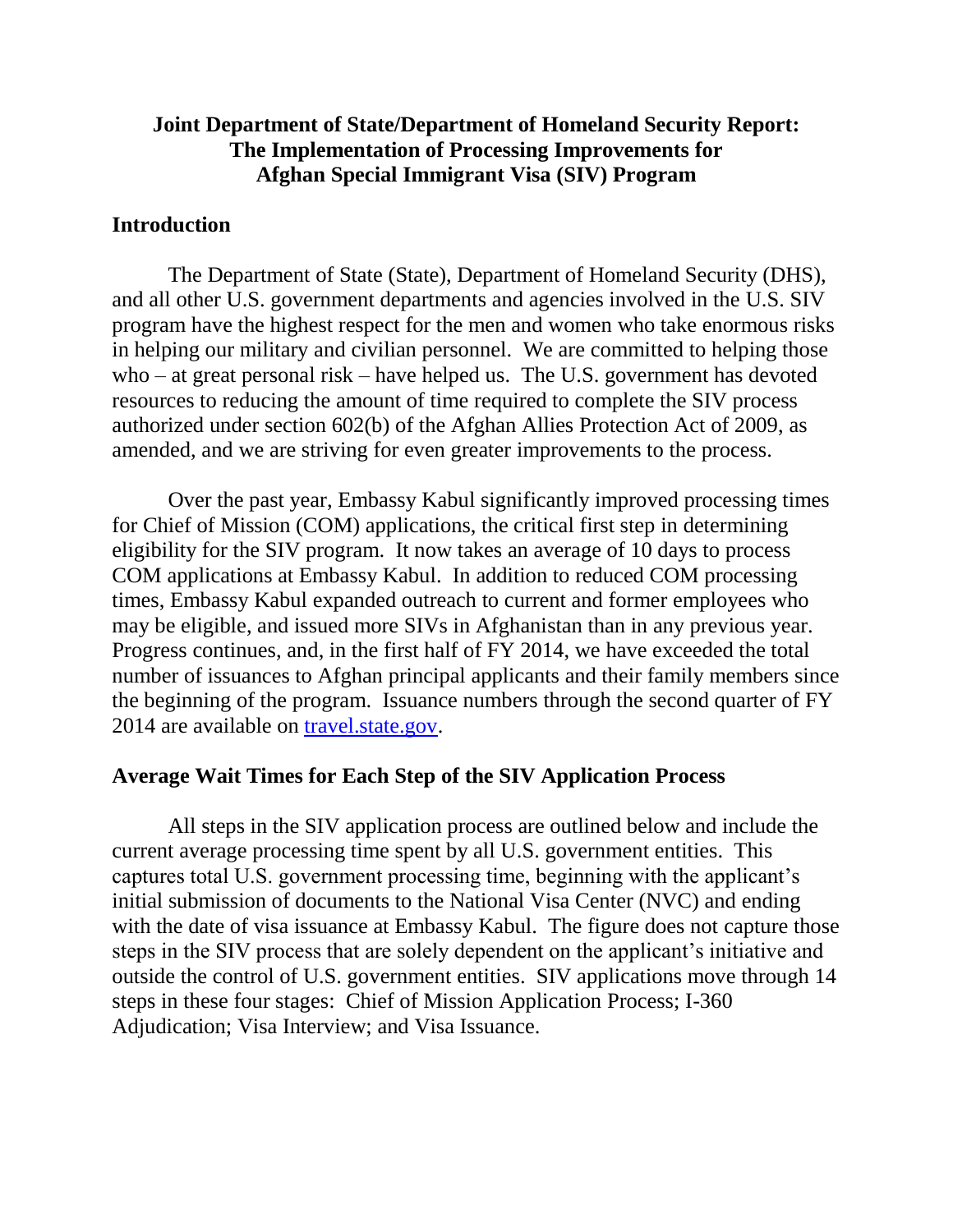# Joint Department of State/Department of Homeland Security Report: The Implementation of Processing Improvements for Afghan Special Immigrant Visa (SIV) Program

## Introduction

The Department of State (State), Department of Homeland Security (DHS), and all other U.S. government departments and agencies involved in the U.S. SIV program have the highest respect for the men and women who take enormous risks in helping our military and civilian personnel. We are committed to helping those who – at great personal risk – have helped us. The U.S. government has devoted resources to reducing the amount of time required to complete the SIV process authorized under section 602(b) of the Afghan Allies Protection Act of 2009, as amended, and we are striving for even greater improvements to the process.

Over the past year, Embassy Kabul significantly improved processing times for Chief of Mission (COM) applications, the critical first step in determining eligibility for the SIV program. It now takes an average of 10 days to process COM applications at Embassy Kabul. In addition to reduced COM processing times, Embassy Kabul expanded outreach to current and former employees who may be eligible, and issued more SIVs in Afghanistan than in any previous year. Progress continues, and, in the first half of FY 2014, we have exceeded the total number of issuances to Afghan principal applicants and their family members since the beginning of the program. Issuance numbers through the second quarter of FY 2014 are available on [travel.state.gov](travel.state.gov).

## Average Wait Times for Each Step of the SIV Application Process

All steps in the SIV application process are outlined below and include the current average processing time spent by all U.S. government entities. This captures total U.S. government processing time, beginning with the applicant's initial submission of documents to the National Visa Center (NVC) and ending with the date of visa issuance at Embassy Kabul. The figure does not capture those steps in the SIV process that are solely dependent on the applicant's initiative and outside the control of U.S. government entities. SIV applications move through 14 steps in these four stages: Chief of Mission Application Process; I-360 Adjudication; Visa Interview; and Visa Issuance.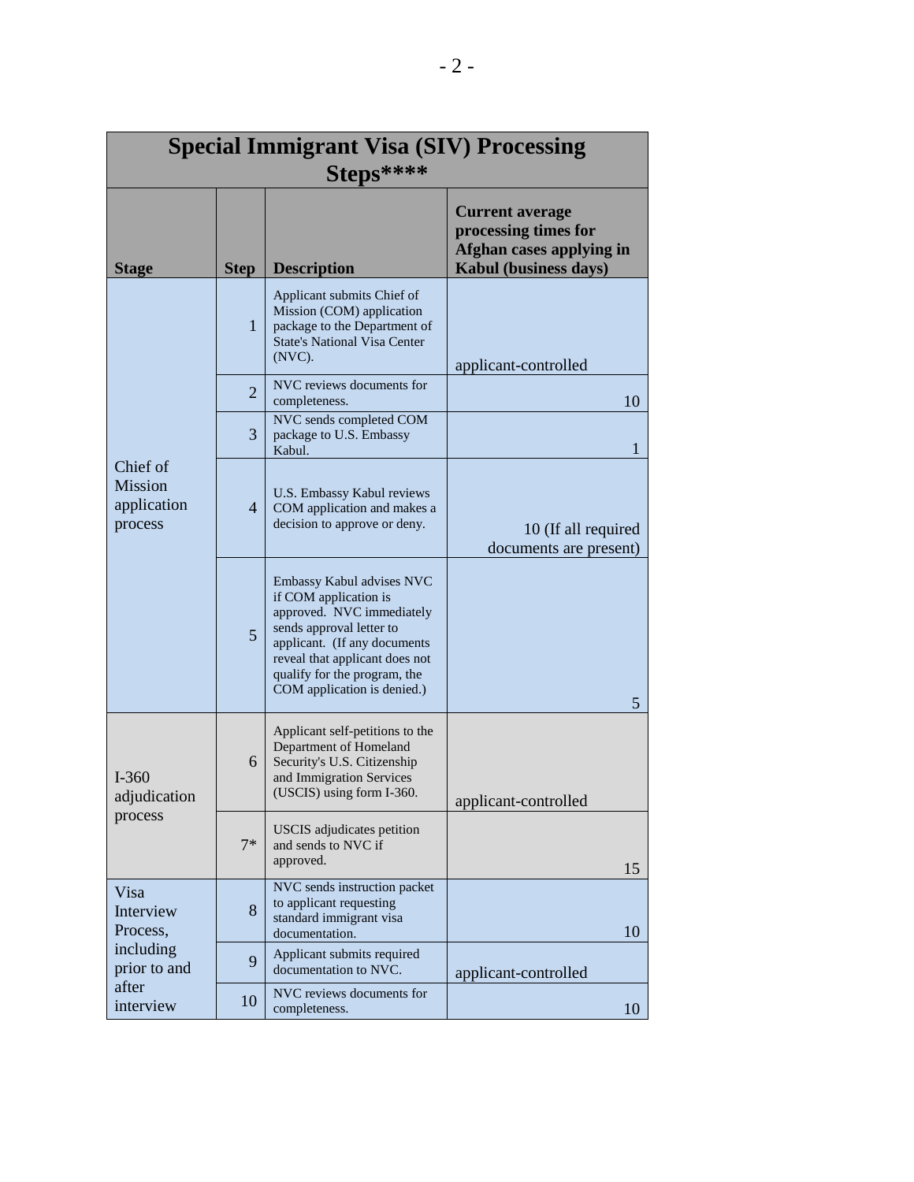| Special Immigrant Visa (SIV) Processing Steps**** | | | |
|---|---|---|---|
| **Stage** | **Step** | **Description** | **Current average processing times for Afghan cases applying in Kabul (business days)** |
| Chief of Mission application process | 1 | Applicant submits Chief of Mission (COM) application package to the Department of State's National Visa Center (NVC). | applicant-controlled |
| | 2 | NVC reviews documents for completeness. | 10 |
| | 3 | NVC sends completed COM package to U.S. Embassy Kabul. | 1 |
| | 4 | U.S. Embassy Kabul reviews COM application and makes a decision to approve or deny. | 10 (If all required documents are present) |
| | 5 | Embassy Kabul advises NVC if COM application is approved. NVC immediately sends approval letter to applicant. (If any documents reveal that applicant does not qualify for the program, the COM application is denied.) | 5 |
| I-360 adjudication process | 6 | Applicant self-petitions to the Department of Homeland Security's U.S. Citizenship and Immigration Services (USCIS) using form I-360. | applicant-controlled |
| | 7* | USCIS adjudicates petition and sends to NVC if approved. | 15 |
| Visa Interview Process, including prior to and after interview | 8 | NVC sends instruction packet to applicant requesting standard immigrant visa documentation. | 10 |
| | 9 | Applicant submits required documentation to NVC. | applicant-controlled |
| | 10 | NVC reviews documents for completeness. | 10 |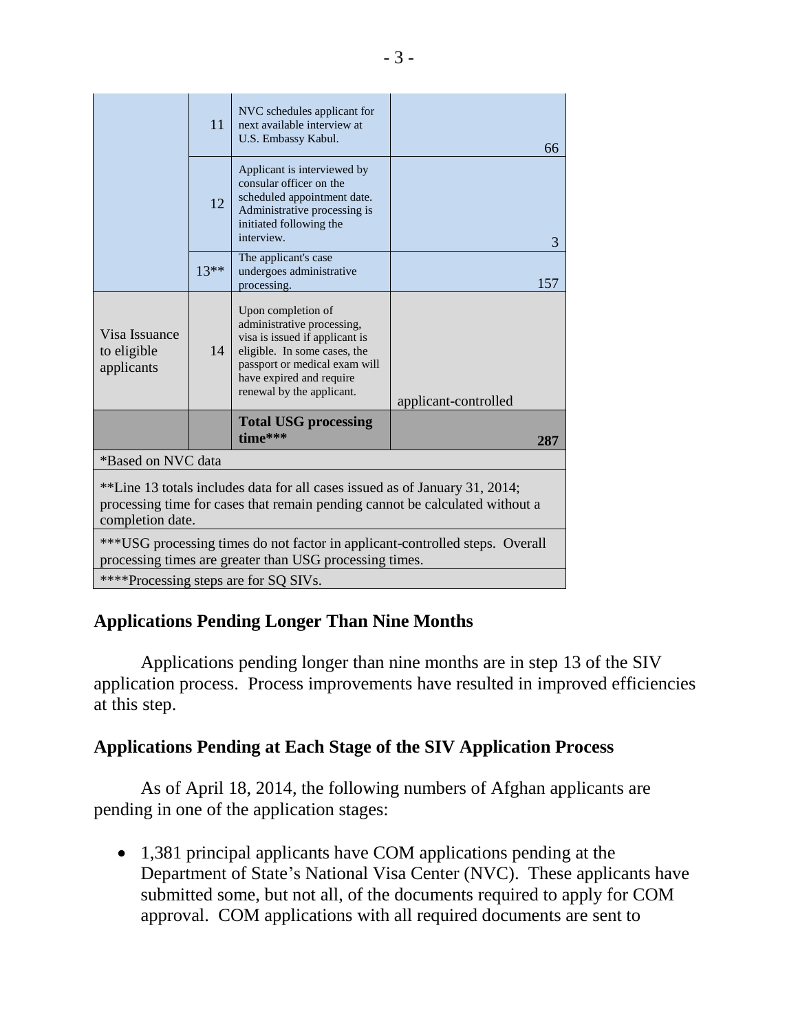| | | | |
|---|---|---|---|
| | 11 | NVC schedules applicant for next available interview at U.S. Embassy Kabul. | 66 |
| | 12 | Applicant is interviewed by consular officer on the scheduled appointment date. Administrative processing is initiated following the interview. | 3 |
| | 13** | The applicant's case undergoes administrative processing. | 157 |
| Visa Issuance to eligible applicants | 14 | Upon completion of administrative processing, visa is issued if applicant is eligible. In some cases, the passport or medical exam will have expired and require renewal by the applicant. | applicant-controlled |
| | | **Total USG processing time*** ** | **287** |

*Based on NVC data

**Line 13 totals includes data for all cases issued as of January 31, 2014; processing time for cases that remain pending cannot be calculated without a completion date.

***USG processing times do not factor in applicant-controlled steps. Overall processing times are greater than USG processing times.

****Processing steps are for SQ SIVs.

## Applications Pending Longer Than Nine Months

Applications pending longer than nine months are in step 13 of the SIV application process. Process improvements have resulted in improved efficiencies at this step.

## Applications Pending at Each Stage of the SIV Application Process

As of April 18, 2014, the following numbers of Afghan applicants are pending in one of the application stages:

- 1,381 principal applicants have COM applications pending at the Department of State's National Visa Center (NVC). These applicants have submitted some, but not all, of the documents required to apply for COM approval. COM applications with all required documents are sent to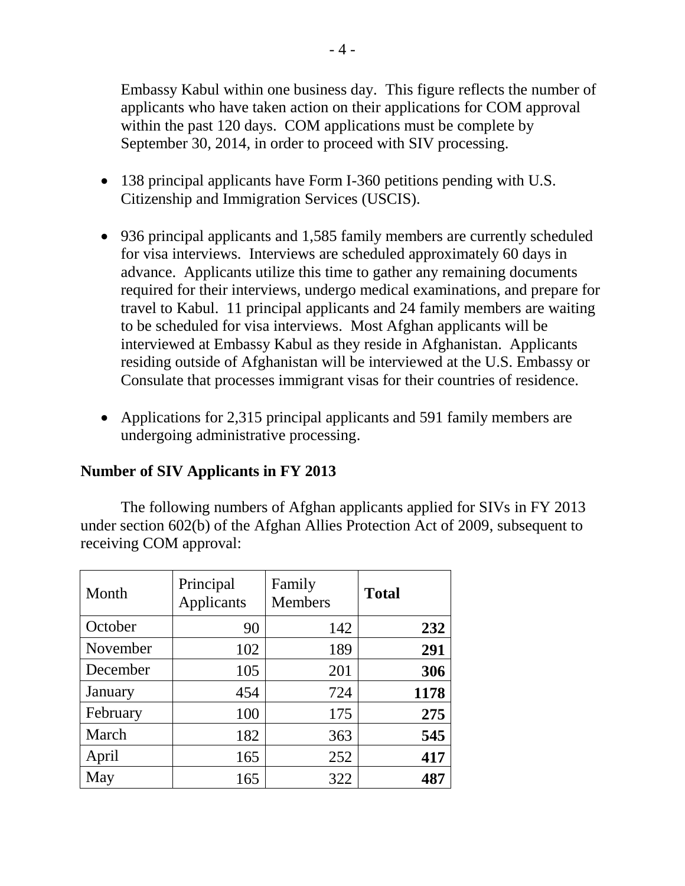Embassy Kabul within one business day. This figure reflects the number of applicants who have taken action on their applications for COM approval within the past 120 days. COM applications must be complete by September 30, 2014, in order to proceed with SIV processing.

- 138 principal applicants have Form I-360 petitions pending with U.S. Citizenship and Immigration Services (USCIS).
- 936 principal applicants and 1,585 family members are currently scheduled for visa interviews. Interviews are scheduled approximately 60 days in advance. Applicants utilize this time to gather any remaining documents required for their interviews, undergo medical examinations, and prepare for travel to Kabul. 11 principal applicants and 24 family members are waiting to be scheduled for visa interviews. Most Afghan applicants will be interviewed at Embassy Kabul as they reside in Afghanistan. Applicants residing outside of Afghanistan will be interviewed at the U.S. Embassy or Consulate that processes immigrant visas for their countries of residence.
- Applications for 2,315 principal applicants and 591 family members are undergoing administrative processing.

**Number of SIV Applicants in FY 2013**

The following numbers of Afghan applicants applied for SIVs in FY 2013 under section 602(b) of the Afghan Allies Protection Act of 2009, subsequent to receiving COM approval:

| Month | Principal Applicants | Family Members | **Total** |
|---|---|---|---|
| October | 90 | 142 | **232** |
| November | 102 | 189 | **291** |
| December | 105 | 201 | **306** |
| January | 454 | 724 | **1178** |
| February | 100 | 175 | **275** |
| March | 182 | 363 | **545** |
| April | 165 | 252 | **417** |
| May | 165 | 322 | **487** |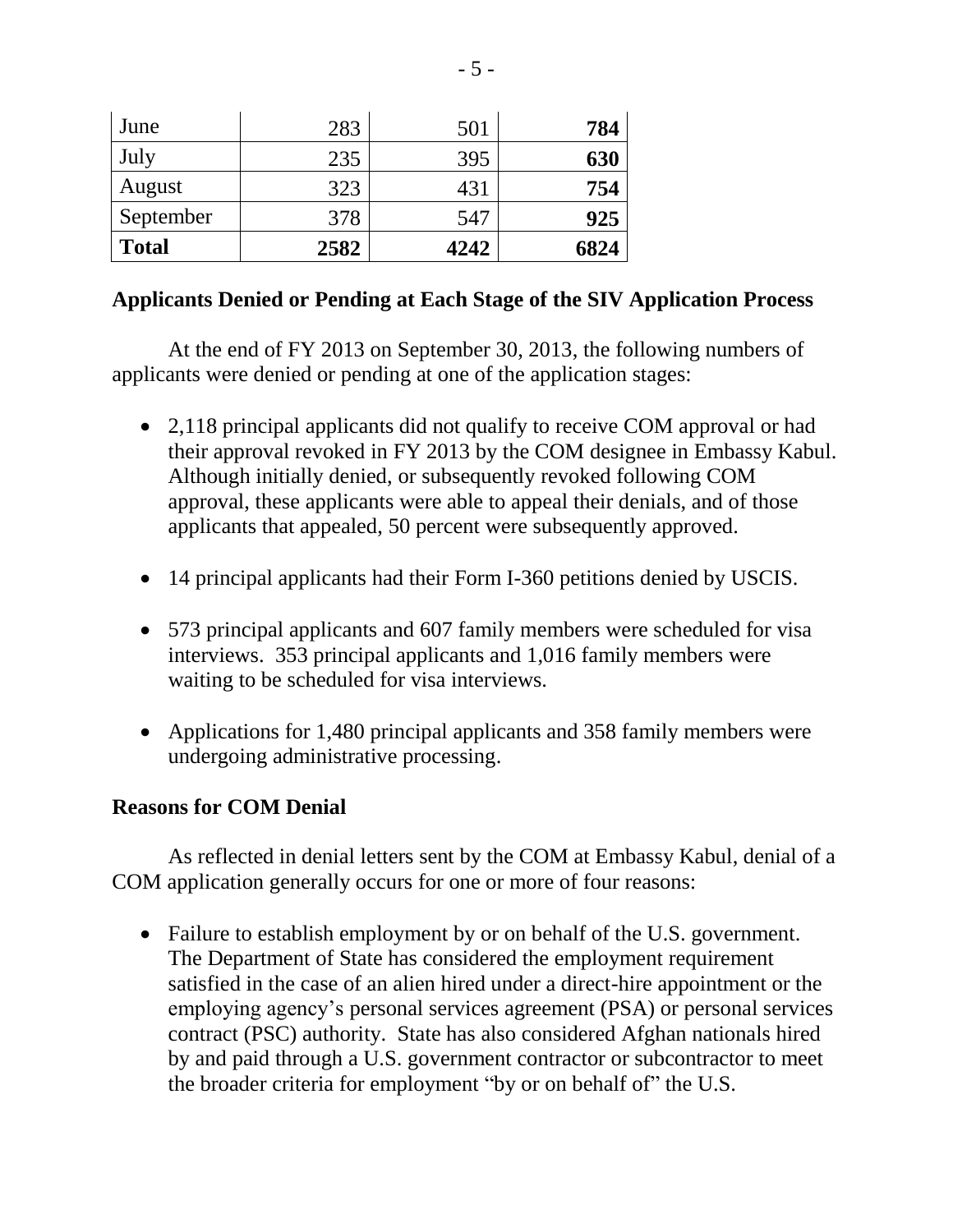| June | 283 | 501 | **784** |
|---|---|---|---|
| July | 235 | 395 | **630** |
| August | 323 | 431 | **754** |
| September | 378 | 547 | **925** |
| **Total** | **2582** | **4242** | **6824** |

### Applicants Denied or Pending at Each Stage of the SIV Application Process

At the end of FY 2013 on September 30, 2013, the following numbers of applicants were denied or pending at one of the application stages:

- 2,118 principal applicants did not qualify to receive COM approval or had their approval revoked in FY 2013 by the COM designee in Embassy Kabul. Although initially denied, or subsequently revoked following COM approval, these applicants were able to appeal their denials, and of those applicants that appealed, 50 percent were subsequently approved.
- 14 principal applicants had their Form I-360 petitions denied by USCIS.
- 573 principal applicants and 607 family members were scheduled for visa interviews. 353 principal applicants and 1,016 family members were waiting to be scheduled for visa interviews.
- Applications for 1,480 principal applicants and 358 family members were undergoing administrative processing.

### Reasons for COM Denial

As reflected in denial letters sent by the COM at Embassy Kabul, denial of a COM application generally occurs for one or more of four reasons:

- Failure to establish employment by or on behalf of the U.S. government. The Department of State has considered the employment requirement satisfied in the case of an alien hired under a direct-hire appointment or the employing agency's personal services agreement (PSA) or personal services contract (PSC) authority. State has also considered Afghan nationals hired by and paid through a U.S. government contractor or subcontractor to meet the broader criteria for employment "by or on behalf of" the U.S.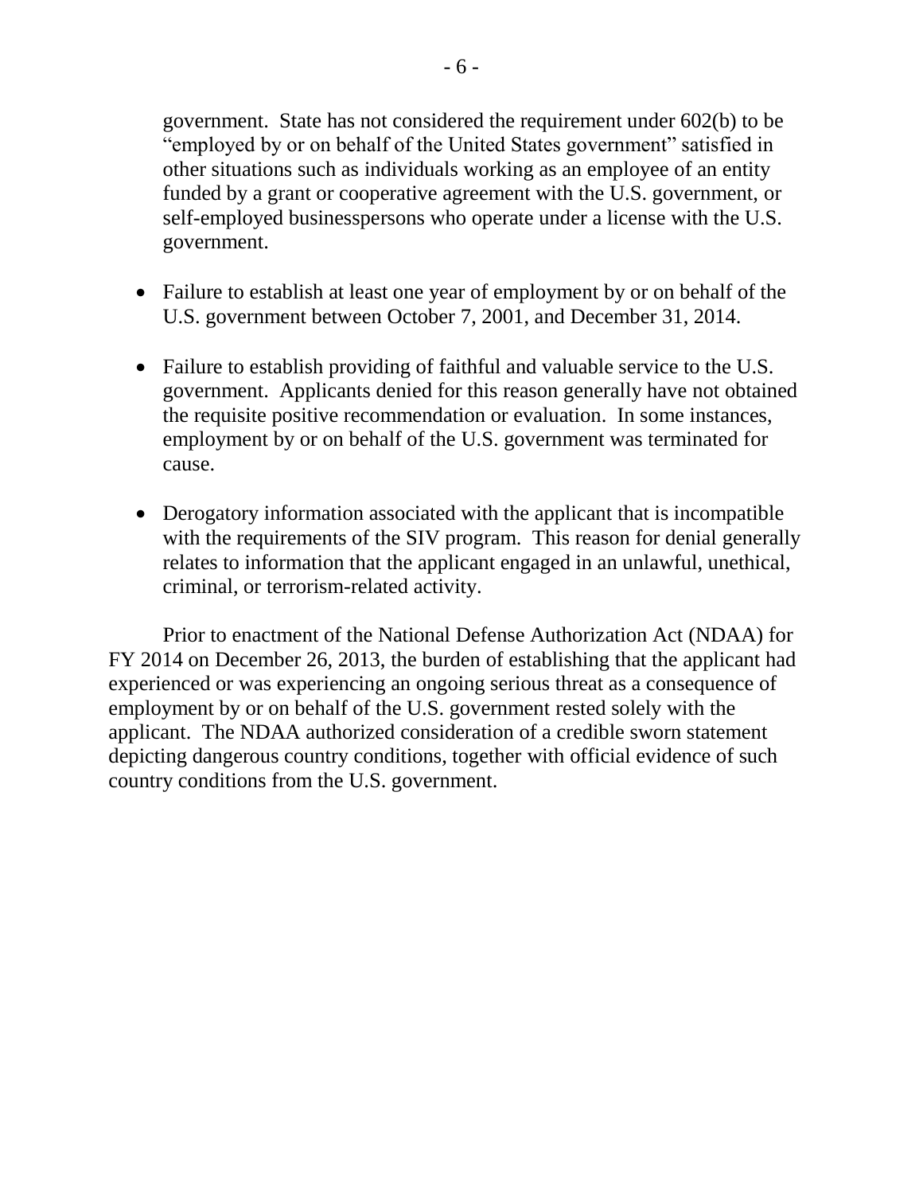government. State has not considered the requirement under 602(b) to be "employed by or on behalf of the United States government" satisfied in other situations such as individuals working as an employee of an entity funded by a grant or cooperative agreement with the U.S. government, or self-employed businesspersons who operate under a license with the U.S. government.

- Failure to establish at least one year of employment by or on behalf of the U.S. government between October 7, 2001, and December 31, 2014.
- Failure to establish providing of faithful and valuable service to the U.S. government. Applicants denied for this reason generally have not obtained the requisite positive recommendation or evaluation. In some instances, employment by or on behalf of the U.S. government was terminated for cause.
- Derogatory information associated with the applicant that is incompatible with the requirements of the SIV program. This reason for denial generally relates to information that the applicant engaged in an unlawful, unethical, criminal, or terrorism-related activity.

Prior to enactment of the National Defense Authorization Act (NDAA) for FY 2014 on December 26, 2013, the burden of establishing that the applicant had experienced or was experiencing an ongoing serious threat as a consequence of employment by or on behalf of the U.S. government rested solely with the applicant. The NDAA authorized consideration of a credible sworn statement depicting dangerous country conditions, together with official evidence of such country conditions from the U.S. government.